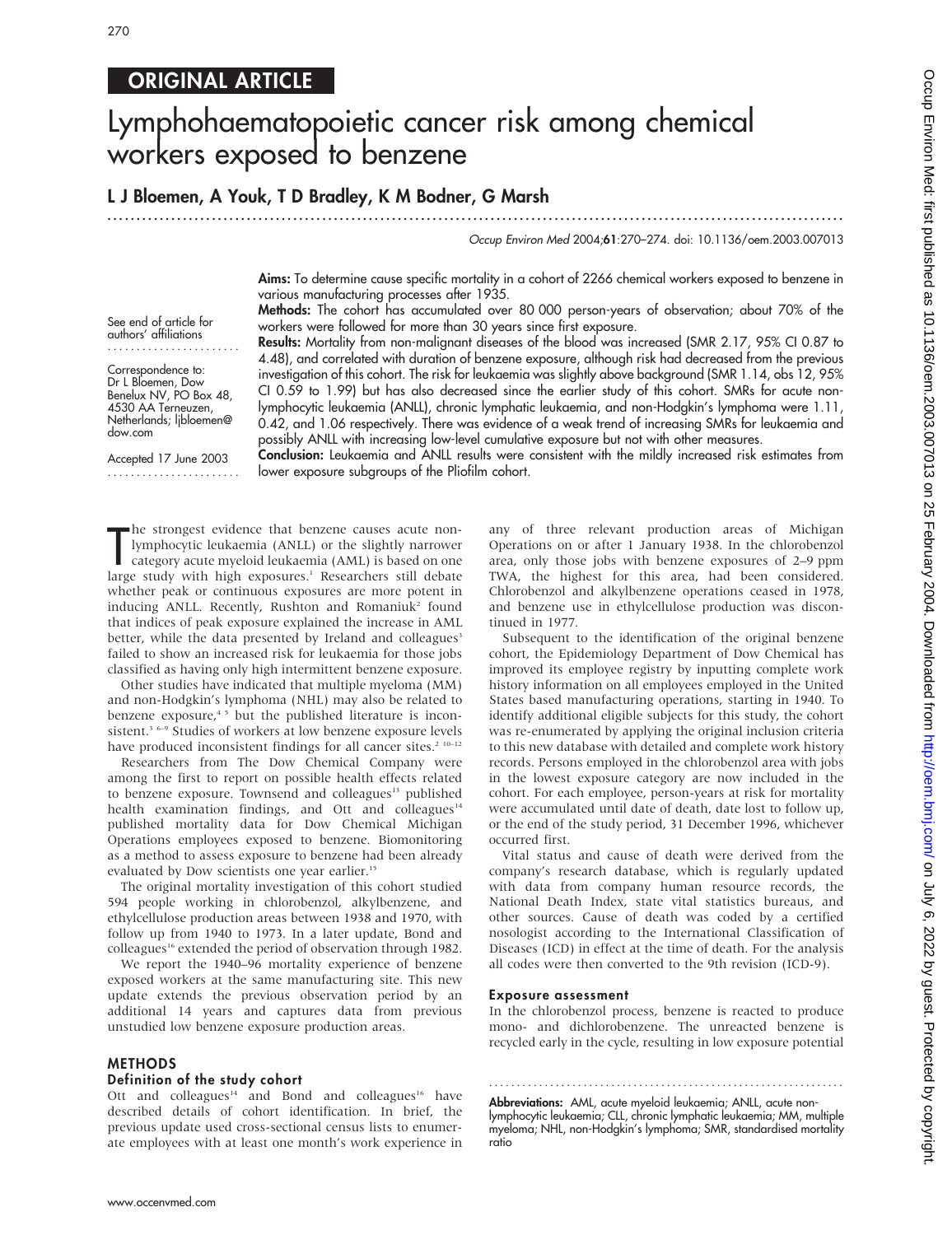ORIGINAL ARTICLE

# Lymphohaematopoietic cancer risk among chemical workers exposed to benzene

## L J Bloemen, A Youk, T D Bradley, K M Bodner, G Marsh

Occup Environ Med 2004;61:270–274. doi: 10.1136/oem.2003.007013

See end of article for authors' affiliations

Correspondence to: Dr L Bloemen, Dow Benelux NV, PO Box 48, 4530 AA Terneuzen, Netherlands; ljbloemen@dow.com

Accepted 17 June 2003

**Aims:** To determine cause specific mortality in a cohort of 2266 chemical workers exposed to benzene in various manufacturing processes after 1935.

**Methods:** The cohort has accumulated over 80 000 person-years of observation; about 70% of the workers were followed for more than 30 years since first exposure.

**Results:** Mortality from non-malignant diseases of the blood was increased (SMR 2.17, 95% CI 0.87 to 4.48), and correlated with duration of benzene exposure, although risk had decreased from the previous investigation of this cohort. The risk for leukaemia was slightly above background (SMR 1.14, obs 12, 95% CI 0.59 to 1.99) but has also decreased since the earlier study of this cohort. SMRs for acute non-lymphocytic leukaemia (ANLL), chronic lymphatic leukaemia, and non-Hodgkin's lymphoma were 1.11, 0.42, and 1.06 respectively. There was evidence of a weak trend of increasing SMRs for leukaemia and possibly ANLL with increasing low-level cumulative exposure but not with other measures.

**Conclusion:** Leukaemia and ANLL results were consistent with the mildly increased risk estimates from lower exposure subgroups of the Pliofilm cohort.

The strongest evidence that benzene causes acute non-lymphocytic leukaemia (ANLL) or the slightly narrower category acute myeloid leukaemia (AML) is based on one large study with high exposures.[1] Researchers still debate whether peak or continuous exposures are more potent in inducing ANLL. Recently, Rushton and Romaniuk[2] found that indices of peak exposure explained the increase in AML better, while the data presented by Ireland and colleagues[3] failed to show an increased risk for leukaemia for those jobs classified as having only high intermittent benzene exposure.

Other studies have indicated that multiple myeloma (MM) and non-Hodgkin's lymphoma (NHL) may also be related to benzene exposure,[4 5] but the published literature is inconsistent.[3 6–9] Studies of workers at low benzene exposure levels have produced inconsistent findings for all cancer sites.[2 10–12]

Researchers from The Dow Chemical Company were among the first to report on possible health effects related to benzene exposure. Townsend and colleagues[13] published health examination findings, and Ott and colleagues[14] published mortality data for Dow Chemical Michigan Operations employees exposed to benzene. Biomonitoring as a method to assess exposure to benzene had been already evaluated by Dow scientists one year earlier.[15]

The original mortality investigation of this cohort studied 594 people working in chlorobenzol, alkylbenzene, and ethylcellulose production areas between 1938 and 1970, with follow up from 1940 to 1973. In a later update, Bond and colleagues[16] extended the period of observation through 1982.

We report the 1940–96 mortality experience of benzene exposed workers at the same manufacturing site. This new update extends the previous observation period by an additional 14 years and captures data from previous unstudied low benzene exposure production areas.

## METHODS

### Definition of the study cohort

Ott and colleagues[14] and Bond and colleagues[16] have described details of cohort identification. In brief, the previous update used cross-sectional census lists to enumerate employees with at least one month's work experience in any of three relevant production areas of Michigan Operations on or after 1 January 1938. In the chlorobenzol area, only those jobs with benzene exposures of 2–9 ppm TWA, the highest for this area, had been considered. Chlorobenzol and alkylbenzene operations ceased in 1978, and benzene use in ethylcellulose production was discontinued in 1977.

Subsequent to the identification of the original benzene cohort, the Epidemiology Department of Dow Chemical has improved its employee registry by inputting complete work history information on all employees employed in the United States based manufacturing operations, starting in 1940. To identify additional eligible subjects for this study, the cohort was re-enumerated by applying the original inclusion criteria to this new database with detailed and complete work history records. Persons employed in the chlorobenzol area with jobs in the lowest exposure category are now included in the cohort. For each employee, person-years at risk for mortality were accumulated until date of death, date lost to follow up, or the end of the study period, 31 December 1996, whichever occurred first.

Vital status and cause of death were derived from the company's research database, which is regularly updated with data from company human resource records, the National Death Index, state vital statistics bureaus, and other sources. Cause of death was coded by a certified nosologist according to the International Classification of Diseases (ICD) in effect at the time of death. For the analysis all codes were then converted to the 9th revision (ICD-9).

### Exposure assessment

In the chlorobenzol process, benzene is reacted to produce mono- and dichlorobenzene. The unreacted benzene is recycled early in the cycle, resulting in low exposure potential

**Abbreviations:** AML, acute myeloid leukaemia; ANLL, acute non-lymphocytic leukaemia; CLL, chronic lymphatic leukaemia; MM, multiple myeloma; NHL, non-Hodgkin's lymphoma; SMR, standardised mortality ratio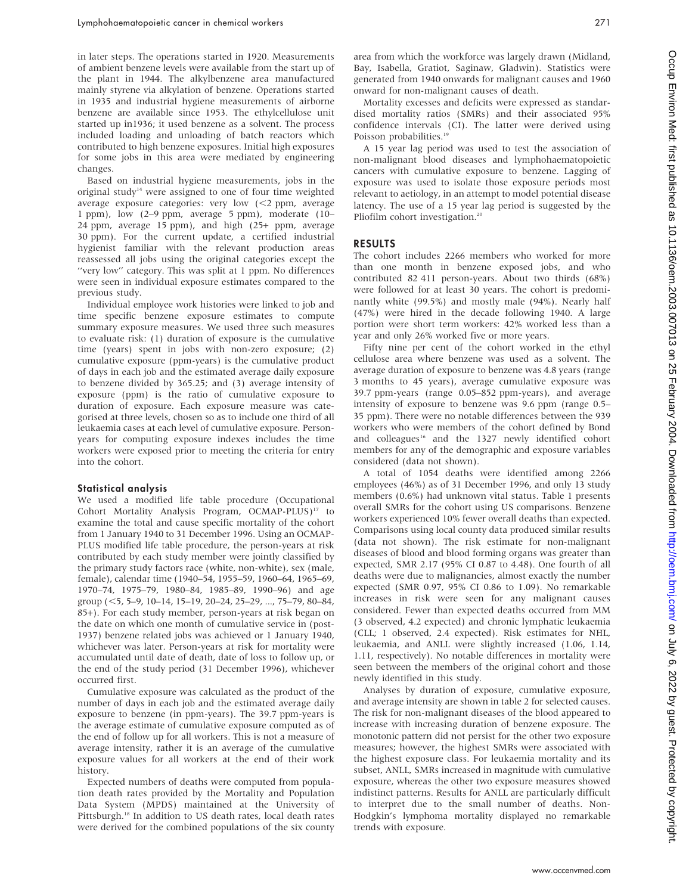in later steps. The operations started in 1920. Measurements of ambient benzene levels were available from the start up of the plant in 1944. The alkylbenzene area manufactured mainly styrene via alkylation of benzene. Operations started in 1935 and industrial hygiene measurements of airborne benzene are available since 1953. The ethylcellulose unit started up in1936; it used benzene as a solvent. The process included loading and unloading of batch reactors which contributed to high benzene exposures. Initial high exposures for some jobs in this area were mediated by engineering changes.

Based on industrial hygiene measurements, jobs in the original study[14] were assigned to one of four time weighted average exposure categories: very low (<2 ppm, average 1 ppm), low (2–9 ppm, average 5 ppm), moderate (10–24 ppm, average 15 ppm), and high (25+ ppm, average 30 ppm). For the current update, a certified industrial hygienist familiar with the relevant production areas reassessed all jobs using the original categories except the ''very low'' category. This was split at 1 ppm. No differences were seen in individual exposure estimates compared to the previous study.

Individual employee work histories were linked to job and time specific benzene exposure estimates to compute summary exposure measures. We used three such measures to evaluate risk: (1) duration of exposure is the cumulative time (years) spent in jobs with non-zero exposure; (2) cumulative exposure (ppm-years) is the cumulative product of days in each job and the estimated average daily exposure to benzene divided by 365.25; and (3) average intensity of exposure (ppm) is the ratio of cumulative exposure to duration of exposure. Each exposure measure was categorised at three levels, chosen so as to include one third of all leukaemia cases at each level of cumulative exposure. Person-years for computing exposure indexes includes the time workers were exposed prior to meeting the criteria for entry into the cohort.

### Statistical analysis

We used a modified life table procedure (Occupational Cohort Mortality Analysis Program, OCMAP-PLUS)[17] to examine the total and cause specific mortality of the cohort from 1 January 1940 to 31 December 1996. Using an OCMAP-PLUS modified life table procedure, the person-years at risk contributed by each study member were jointly classified by the primary study factors race (white, non-white), sex (male, female), calendar time (1940–54, 1955–59, 1960–64, 1965–69, 1970–74, 1975–79, 1980–84, 1985–89, 1990–96) and age group (<5, 5–9, 10–14, 15–19, 20–24, 25–29, ..., 75–79, 80–84, 85+). For each study member, person-years at risk began on the date on which one month of cumulative service in (post-1937) benzene related jobs was achieved or 1 January 1940, whichever was later. Person-years at risk for mortality were accumulated until date of death, date of loss to follow up, or the end of the study period (31 December 1996), whichever occurred first.

Cumulative exposure was calculated as the product of the number of days in each job and the estimated average daily exposure to benzene (in ppm-years). The 39.7 ppm-years is the average estimate of cumulative exposure computed as of the end of follow up for all workers. This is not a measure of average intensity, rather it is an average of the cumulative exposure values for all workers at the end of their work history.

Expected numbers of deaths were computed from population death rates provided by the Mortality and Population Data System (MPDS) maintained at the University of Pittsburgh.[18] In addition to US death rates, local death rates were derived for the combined populations of the six county area from which the workforce was largely drawn (Midland, Bay, Isabella, Gratiot, Saginaw, Gladwin). Statistics were generated from 1940 onwards for malignant causes and 1960 onward for non-malignant causes of death.

Mortality excesses and deficits were expressed as standardised mortality ratios (SMRs) and their associated 95% confidence intervals (CI). The latter were derived using Poisson probabilities.[19]

A 15 year lag period was used to test the association of non-malignant blood diseases and lymphohaematopoietic cancers with cumulative exposure to benzene. Lagging of exposure was used to isolate those exposure periods most relevant to aetiology, in an attempt to model potential disease latency. The use of a 15 year lag period is suggested by the Pliofilm cohort investigation.[20]

## RESULTS

The cohort includes 2266 members who worked for more than one month in benzene exposed jobs, and who contributed 82 411 person-years. About two thirds (68%) were followed for at least 30 years. The cohort is predominantly white (99.5%) and mostly male (94%). Nearly half (47%) were hired in the decade following 1940. A large portion were short term workers: 42% worked less than a year and only 26% worked five or more years.

Fifty nine per cent of the cohort worked in the ethyl cellulose area where benzene was used as a solvent. The average duration of exposure to benzene was 4.8 years (range 3 months to 45 years), average cumulative exposure was 39.7 ppm-years (range 0.05–852 ppm-years), and average intensity of exposure to benzene was 9.6 ppm (range 0.5–35 ppm). There were no notable differences between the 939 workers who were members of the cohort defined by Bond and colleagues[16] and the 1327 newly identified cohort members for any of the demographic and exposure variables considered (data not shown).

A total of 1054 deaths were identified among 2266 employees (46%) as of 31 December 1996, and only 13 study members (0.6%) had unknown vital status. Table 1 presents overall SMRs for the cohort using US comparisons. Benzene workers experienced 10% fewer overall deaths than expected. Comparisons using local county data produced similar results (data not shown). The risk estimate for non-malignant diseases of blood and blood forming organs was greater than expected, SMR 2.17 (95% CI 0.87 to 4.48). One fourth of all deaths were due to malignancies, almost exactly the number expected (SMR 0.97, 95% CI 0.86 to 1.09). No remarkable increases in risk were seen for any malignant causes considered. Fewer than expected deaths occurred from MM (3 observed, 4.2 expected) and chronic lymphatic leukaemia (CLL; 1 observed, 2.4 expected). Risk estimates for NHL, leukaemia, and ANLL were slightly increased (1.06, 1.14, 1.11, respectively). No notable differences in mortality were seen between the members of the original cohort and those newly identified in this study.

Analyses by duration of exposure, cumulative exposure, and average intensity are shown in table 2 for selected causes. The risk for non-malignant diseases of the blood appeared to increase with increasing duration of benzene exposure. The monotonic pattern did not persist for the other two exposure measures; however, the highest SMRs were associated with the highest exposure class. For leukaemia mortality and its subset, ANLL, SMRs increased in magnitude with cumulative exposure, whereas the other two exposure measures showed indistinct patterns. Results for ANLL are particularly difficult to interpret due to the small number of deaths. Non-Hodgkin's lymphoma mortality displayed no remarkable trends with exposure.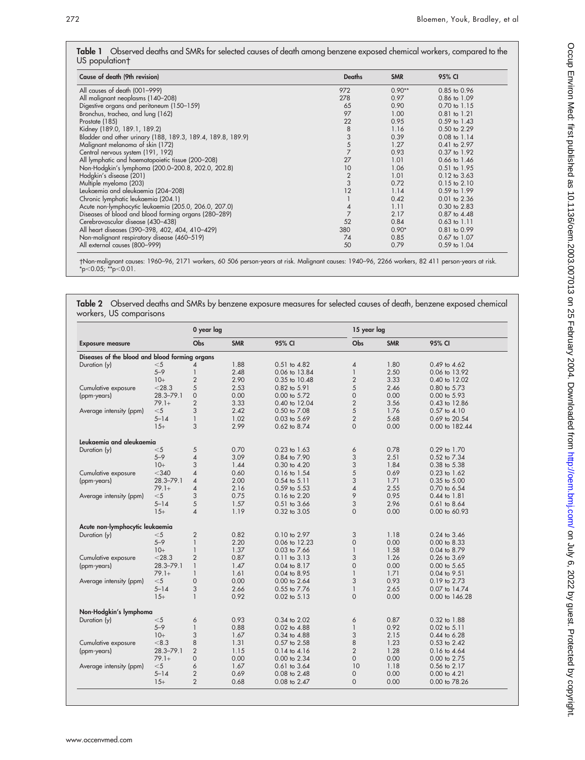**Table 1** Observed deaths and SMRs for selected causes of death among benzene exposed chemical workers, compared to the US population†

| Cause of death (9th revision) | Deaths | SMR | 95% CI |
|---|---|---|---|
| All causes of death (001–999) | 972 | 0.90** | 0.85 to 0.96 |
| All malignant neoplasms (140–208) | 278 | 0.97 | 0.86 to 1.09 |
| Digestive organs and peritoneum (150–159) | 65 | 0.90 | 0.70 to 1.15 |
| Bronchus, trachea, and lung (162) | 97 | 1.00 | 0.81 to 1.21 |
| Prostate (185) | 22 | 0.95 | 0.59 to 1.43 |
| Kidney (189.0, 189.1, 189.2) | 8 | 1.16 | 0.50 to 2.29 |
| Bladder and other urinary (188, 189.3, 189.4, 189.8, 189.9) | 3 | 0.39 | 0.08 to 1.14 |
| Malignant melanoma of skin (172) | 5 | 1.27 | 0.41 to 2.97 |
| Central nervous system (191, 192) | 7 | 0.93 | 0.37 to 1.92 |
| All lymphatic and haematopoietic tissue (200–208) | 27 | 1.01 | 0.66 to 1.46 |
| Non-Hodgkin's lymphoma (200.0–200.8, 202.0, 202.8) | 10 | 1.06 | 0.51 to 1.95 |
| Hodgkin's disease (201) | 2 | 1.01 | 0.12 to 3.63 |
| Multiple myeloma (203) | 3 | 0.72 | 0.15 to 2.10 |
| Leukaemia and aleukaemia (204–208) | 12 | 1.14 | 0.59 to 1.99 |
| Chronic lymphatic leukaemia (204.1) | 1 | 0.42 | 0.01 to 2.36 |
| Acute non-lymphocytic leukaemia (205.0, 206.0, 207.0) | 4 | 1.11 | 0.30 to 2.83 |
| Diseases of blood and blood forming organs (280–289) | 7 | 2.17 | 0.87 to 4.48 |
| Cerebrovascular disease (430–438) | 52 | 0.84 | 0.63 to 1.11 |
| All heart diseases (390–398, 402, 404, 410–429) | 380 | 0.90* | 0.81 to 0.99 |
| Non-malignant respiratory disease (460–519) | 74 | 0.85 | 0.67 to 1.07 |
| All external causes (800–999) | 50 | 0.79 | 0.59 to 1.04 |

†Non-malignant causes: 1960–96, 2171 workers, 60 506 person-years at risk. Malignant causes: 1940–96, 2266 workers, 82 411 person-years at risk.
*$p<0.05$; **$p<0.01$.

**Table 2** Observed deaths and SMRs by benzene exposure measures for selected causes of death, benzene exposed chemical workers, US comparisons

| Exposure measure | | 0 year lag | | | 15 year lag | | |
|---|---|---|---|---|---|---|---|
| | | Obs | SMR | 95% CI | Obs | SMR | 95% CI |
| **Diseases of the blood and blood forming organs** | | | | | | | |
| Duration (y) | <5 | 4 | 1.88 | 0.51 to 4.82 | 4 | 1.80 | 0.49 to 4.62 |
| | 5–9 | 1 | 2.48 | 0.06 to 13.84 | 1 | 2.50 | 0.06 to 13.92 |
| | 10+ | 2 | 2.90 | 0.35 to 10.48 | 2 | 3.33 | 0.40 to 12.02 |
| Cumulative exposure (ppm-years) | <28.3 | 5 | 2.53 | 0.82 to 5.91 | 5 | 2.46 | 0.80 to 5.73 |
| | 28.3–79.1 | 0 | 0.00 | 0.00 to 5.72 | 0 | 0.00 | 0.00 to 5.93 |
| | 79.1+ | 2 | 3.33 | 0.40 to 12.04 | 2 | 3.56 | 0.43 to 12.86 |
| Average intensity (ppm) | <5 | 3 | 2.42 | 0.50 to 7.08 | 5 | 1.76 | 0.57 to 4.10 |
| | 5–14 | 1 | 1.02 | 0.03 to 5.69 | 2 | 5.68 | 0.69 to 20.54 |
| | 15+ | 3 | 2.99 | 0.62 to 8.74 | 0 | 0.00 | 0.00 to 182.44 |
| **Leukaemia and aleukaemia** | | | | | | | |
| Duration (y) | <5 | 5 | 0.70 | 0.23 to 1.63 | 6 | 0.78 | 0.29 to 1.70 |
| | 5–9 | 4 | 3.09 | 0.84 to 7.90 | 3 | 2.51 | 0.52 to 7.34 |
| | 10+ | 3 | 1.44 | 0.30 to 4.20 | 3 | 1.84 | 0.38 to 5.38 |
| Cumulative exposure (ppm-years) | <340 | 4 | 0.60 | 0.16 to 1.54 | 5 | 0.69 | 0.23 to 1.62 |
| | 28.3–79.1 | 4 | 2.00 | 0.54 to 5.11 | 3 | 1.71 | 0.35 to 5.00 |
| | 79.1+ | 4 | 2.16 | 0.59 to 5.53 | 4 | 2.55 | 0.70 to 6.54 |
| Average intensity (ppm) | <5 | 3 | 0.75 | 0.16 to 2.20 | 9 | 0.95 | 0.44 to 1.81 |
| | 5–14 | 5 | 1.57 | 0.51 to 3.66 | 3 | 2.96 | 0.61 to 8.64 |
| | 15+ | 4 | 1.19 | 0.32 to 3.05 | 0 | 0.00 | 0.00 to 60.93 |
| **Acute non-lymphocytic leukaemia** | | | | | | | |
| Duration (y) | <5 | 2 | 0.82 | 0.10 to 2.97 | 3 | 1.18 | 0.24 to 3.46 |
| | 5–9 | 1 | 2.20 | 0.06 to 12.23 | 0 | 0.00 | 0.00 to 8.33 |
| | 10+ | 1 | 1.37 | 0.03 to 7.66 | 1 | 1.58 | 0.04 to 8.79 |
| Cumulative exposure (ppm-years) | <28.3 | 2 | 0.87 | 0.11 to 3.13 | 3 | 1.26 | 0.26 to 3.69 |
| | 28.3–79.1 | 1 | 1.47 | 0.04 to 8.17 | 0 | 0.00 | 0.00 to 5.65 |
| | 79.1+ | 1 | 1.61 | 0.04 to 8.95 | 1 | 1.71 | 0.04 to 9.51 |
| Average intensity (ppm) | <5 | 0 | 0.00 | 0.00 to 2.64 | 3 | 0.93 | 0.19 to 2.73 |
| | 5–14 | 3 | 2.66 | 0.55 to 7.76 | 1 | 2.65 | 0.07 to 14.74 |
| | 15+ | 1 | 0.92 | 0.02 to 5.13 | 0 | 0.00 | 0.00 to 146.28 |
| **Non-Hodgkin's lymphoma** | | | | | | | |
| Duration (y) | <5 | 6 | 0.93 | 0.34 to 2.02 | 6 | 0.87 | 0.32 to 1.88 |
| | 5–9 | 1 | 0.88 | 0.02 to 4.88 | 1 | 0.92 | 0.02 to 5.11 |
| | 10+ | 3 | 1.67 | 0.34 to 4.88 | 3 | 2.15 | 0.44 to 6.28 |
| Cumulative exposure (ppm-years) | <8.3 | 8 | 1.31 | 0.57 to 2.58 | 8 | 1.23 | 0.53 to 2.42 |
| | 28.3–79.1 | 2 | 1.15 | 0.14 to 4.16 | 2 | 1.28 | 0.16 to 4.64 |
| | 79.1+ | 0 | 0.00 | 0.00 to 2.34 | 0 | 0.00 | 0.00 to 2.75 |
| Average intensity (ppm) | <5 | 6 | 1.67 | 0.61 to 3.64 | 10 | 1.18 | 0.56 to 2.17 |
| | 5–14 | 2 | 0.69 | 0.08 to 2.48 | 0 | 0.00 | 0.00 to 4.21 |
| | 15+ | 2 | 0.68 | 0.08 to 2.47 | 0 | 0.00 | 0.00 to 78.26 |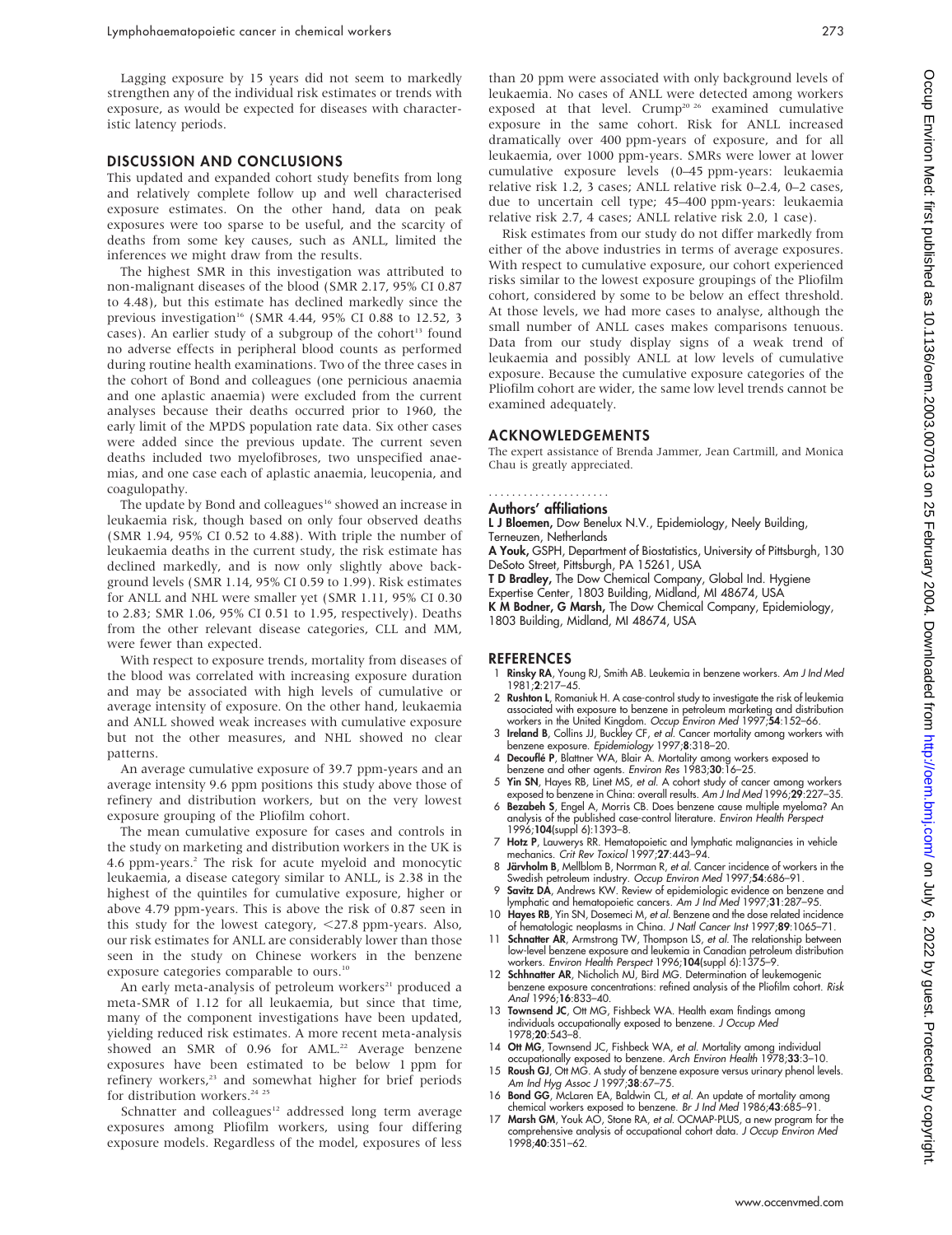Lagging exposure by 15 years did not seem to markedly strengthen any of the individual risk estimates or trends with exposure, as would be expected for diseases with characteristic latency periods.

## DISCUSSION AND CONCLUSIONS

This updated and expanded cohort study benefits from long and relatively complete follow up and well characterised exposure estimates. On the other hand, data on peak exposures were too sparse to be useful, and the scarcity of deaths from some key causes, such as ANLL, limited the inferences we might draw from the results.

The highest SMR in this investigation was attributed to non-malignant diseases of the blood (SMR 2.17, 95% CI 0.87 to 4.48), but this estimate has declined markedly since the previous investigation[16] (SMR 4.44, 95% CI 0.88 to 12.52, 3 cases). An earlier study of a subgroup of the cohort[13] found no adverse effects in peripheral blood counts as performed during routine health examinations. Two of the three cases in the cohort of Bond and colleagues (one pernicious anaemia and one aplastic anaemia) were excluded from the current analyses because their deaths occurred prior to 1960, the early limit of the MPDS population rate data. Six other cases were added since the previous update. The current seven deaths included two myelofibroses, two unspecified anaemias, and one case each of aplastic anaemia, leucopenia, and coagulopathy.

The update by Bond and colleagues[16] showed an increase in leukaemia risk, though based on only four observed deaths (SMR 1.94, 95% CI 0.52 to 4.88). With triple the number of leukaemia deaths in the current study, the risk estimate has declined markedly, and is now only slightly above background levels (SMR 1.14, 95% CI 0.59 to 1.99). Risk estimates for ANLL and NHL were smaller yet (SMR 1.11, 95% CI 0.30 to 2.83; SMR 1.06, 95% CI 0.51 to 1.95, respectively). Deaths from the other relevant disease categories, CLL and MM, were fewer than expected.

With respect to exposure trends, mortality from diseases of the blood was correlated with increasing exposure duration and may be associated with high levels of cumulative or average intensity of exposure. On the other hand, leukaemia and ANLL showed weak increases with cumulative exposure but not the other measures, and NHL showed no clear patterns.

An average cumulative exposure of 39.7 ppm-years and an average intensity 9.6 ppm positions this study above those of refinery and distribution workers, but on the very lowest exposure grouping of the Pliofilm cohort.

The mean cumulative exposure for cases and controls in the study on marketing and distribution workers in the UK is 4.6 ppm-years.[2] The risk for acute myeloid and monocytic leukaemia, a disease category similar to ANLL, is 2.38 in the highest of the quintiles for cumulative exposure, higher or above 4.79 ppm-years. This is above the risk of 0.87 seen in this study for the lowest category, <27.8 ppm-years. Also, our risk estimates for ANLL are considerably lower than those seen in the study on Chinese workers in the benzene exposure categories comparable to ours.[10]

An early meta-analysis of petroleum workers[21] produced a meta-SMR of 1.12 for all leukaemia, but since that time, many of the component investigations have been updated, yielding reduced risk estimates. A more recent meta-analysis showed an SMR of 0.96 for AML.[22] Average benzene exposures have been estimated to be below 1 ppm for refinery workers,[23] and somewhat higher for brief periods for distribution workers.[24 25]

Schnatter and colleagues[12] addressed long term average exposures among Pliofilm workers, using four differing exposure models. Regardless of the model, exposures of less than 20 ppm were associated with only background levels of leukaemia. No cases of ANLL were detected among workers exposed at that level. Crump[20 26] examined cumulative exposure in the same cohort. Risk for ANLL increased dramatically over 400 ppm-years of exposure, and for all leukaemia, over 1000 ppm-years. SMRs were lower at lower cumulative exposure levels (0–45 ppm-years: leukaemia relative risk 1.2, 3 cases; ANLL relative risk 0–2.4, 0–2 cases, due to uncertain cell type; 45–400 ppm-years: leukaemia relative risk 2.7, 4 cases; ANLL relative risk 2.0, 1 case).

Risk estimates from our study do not differ markedly from either of the above industries in terms of average exposures. With respect to cumulative exposure, our cohort experienced risks similar to the lowest exposure groupings of the Pliofilm cohort, considered by some to be below an effect threshold. At those levels, we had more cases to analyse, although the small number of ANLL cases makes comparisons tenuous. Data from our study display signs of a weak trend of leukaemia and possibly ANLL at low levels of cumulative exposure. Because the cumulative exposure categories of the Pliofilm cohort are wider, the same low level trends cannot be examined adequately.

## ACKNOWLEDGEMENTS

The expert assistance of Brenda Jammer, Jean Cartmill, and Monica Chau is greatly appreciated.

### Authors' affiliations

**L J Bloemen,** Dow Benelux N.V., Epidemiology, Neely Building, Terneuzen, Netherlands
**A Youk,** GSPH, Department of Biostatistics, University of Pittsburgh, 130 DeSoto Street, Pittsburgh, PA 15261, USA
**T D Bradley,** The Dow Chemical Company, Global Ind. Hygiene Expertise Center, 1803 Building, Midland, MI 48674, USA
**K M Bodner, G Marsh,** The Dow Chemical Company, Epidemiology, 1803 Building, Midland, MI 48674, USA

## REFERENCES

1. **Rinsky RA**, Young RJ, Smith AB. Leukemia in benzene workers. *Am J Ind Med* 1981;**2**:217–45.
2. **Rushton L**, Romaniuk H. A case-control study to investigate the risk of leukemia associated with exposure to benzene in petroleum marketing and distribution workers in the United Kingdom. *Occup Environ Med* 1997;**54**:152–66.
3. **Ireland B**, Collins JJ, Buckley CF, *et al*. Cancer mortality among workers with benzene exposure. *Epidemiology* 1997;**8**:318–20.
4. **Decouflé P**, Blattner WA, Blair A. Mortality among workers exposed to benzene and other agents. *Environ Res* 1983;**30**:16–25.
5. **Yin SN**, Hayes RB, Linet MS, *et al*. A cohort study of cancer among workers exposed to benzene in China: overall results. *Am J Ind Med* 1996;**29**:227–35.
6. **Bezabeh S**, Engel A, Morris CB. Does benzene cause multiple myeloma? An analysis of the published case-control literature. *Environ Health Perspect* 1996;**104**(suppl 6):1393–8.
7. **Hotz P**, Lauwerys RR. Hematopoietic and lymphatic malignancies in vehicle mechanics. *Crit Rev Toxicol* 1997;**27**:443–94.
8. **Järvholm B**, Mellblom B, Norrman R, *et al*. Cancer incidence of workers in the Swedish petroleum industry. *Occup Environ Med* 1997;**54**:686–91.
9. **Savitz DA**, Andrews KW. Review of epidemiologic evidence on benzene and lymphatic and hematopoietic cancers. *Am J Ind Med* 1997;**31**:287–95.
10. **Hayes RB**, Yin SN, Dosemeci M, *et al*. Benzene and the dose related incidence of hematologic neoplasms in China. *J Natl Cancer Inst* 1997;**89**:1065–71.
11. **Schnatter AR**, Armstrong TW, Thompson LS, *et al*. The relationship between low-level benzene exposure and leukemia in Canadian petroleum distribution workers. *Environ Health Perspect* 1996;**104**(suppl 6):1375–9.
12. **Schhnatter AR**, Nicholich MJ, Bird MG. Determination of leukemogenic benzene exposure concentrations: refined analysis of the Pliofilm cohort. *Risk Anal* 1996;**16**:833–40.
13. **Townsend JC**, Ott MG, Fishbeck WA. Health exam findings among individuals occupationally exposed to benzene. *J Occup Med* 1978;**20**:543–8.
14. **Ott MG**, Townsend JC, Fishbeck WA, *et al*. Mortality among individual occupationally exposed to benzene. *Arch Environ Health* 1978;**33**:3–10.
15. **Roush GJ**, Ott MG. A study of benzene exposure versus urinary phenol levels. *Am Ind Hyg Assoc J* 1997;**38**:67–75.
16. **Bond GG**, McLaren EA, Baldwin CL, *et al*. An update of mortality among chemical workers exposed to benzene. *Br J Ind Med* 1986;**43**:685–91.
17. **Marsh GM**, Youk AO, Stone RA, *et al*. OCMAP-PLUS, a new program for the comprehensive analysis of occupational cohort data. *J Occup Environ Med* 1998;**40**:351–62.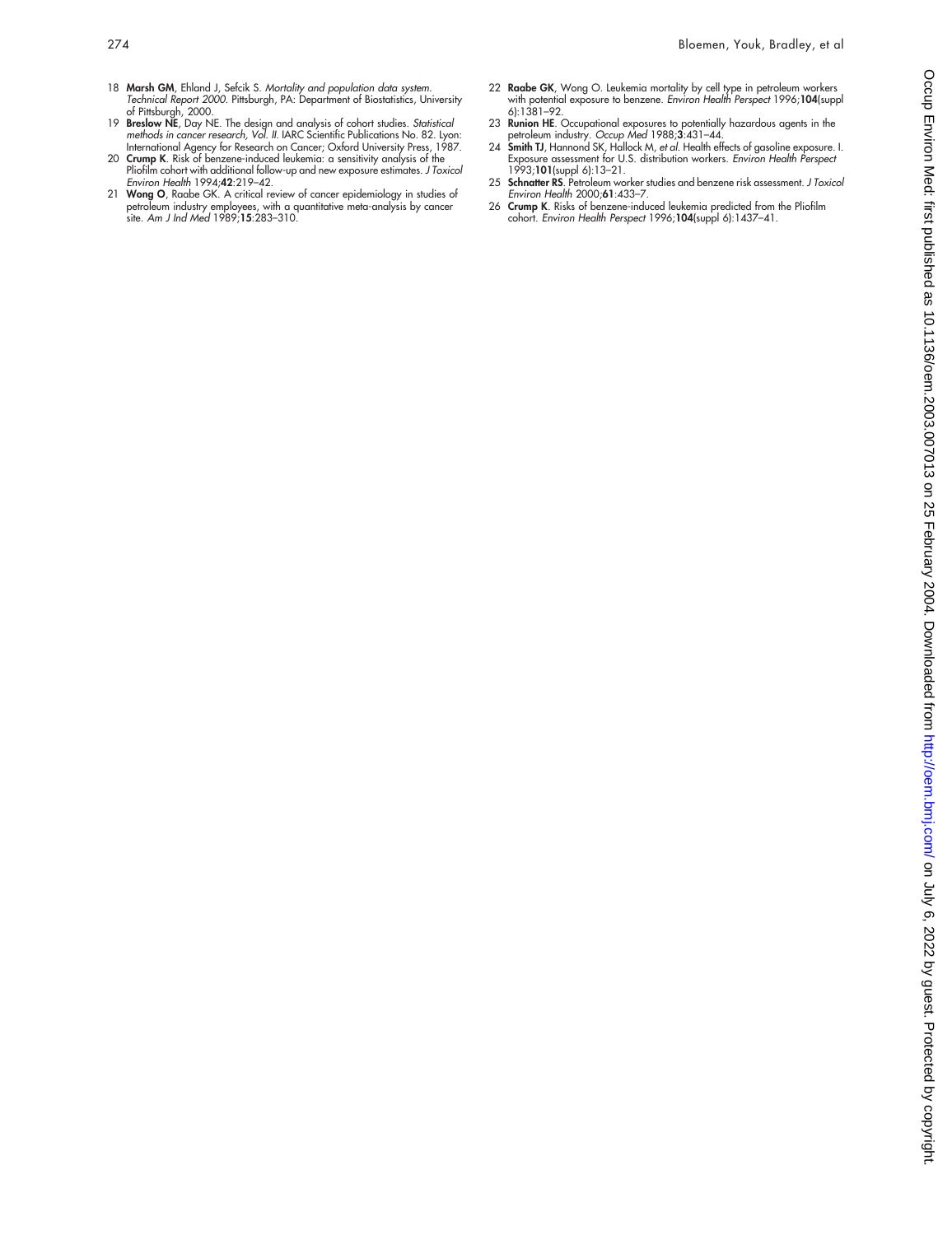18 **Marsh GM**, Ehland J, Sefcik S. *Mortality and population data system. Technical Report 2000*. Pittsburgh, PA: Department of Biostatistics, University of Pittsburgh, 2000.

19 **Breslow NE**, Day NE. The design and analysis of cohort studies. *Statistical methods in cancer research, Vol. II*. IARC Scientific Publications No. 82. Lyon: International Agency for Research on Cancer; Oxford University Press, 1987.

20 **Crump K**. Risk of benzene-induced leukemia: a sensitivity analysis of the Pliofilm cohort with additional follow-up and new exposure estimates. *J Toxicol Environ Health* 1994;**42**:219–42.

21 **Wong O**, Raabe GK. A critical review of cancer epidemiology in studies of petroleum industry employees, with a quantitative meta-analysis by cancer site. *Am J Ind Med* 1989;**15**:283–310.

22 **Raabe GK**, Wong O. Leukemia mortality by cell type in petroleum workers with potential exposure to benzene. *Environ Health Perspect* 1996;**104**(suppl 6):1381–92.

23 **Runion HE**. Occupational exposures to potentially hazardous agents in the petroleum industry. *Occup Med* 1988;**3**:431–44.

24 **Smith TJ**, Hannond SK, Hallock M, *et al*. Health effects of gasoline exposure. I. Exposure assessment for U.S. distribution workers. *Environ Health Perspect* 1993;**101**(suppl 6):13–21.

25 **Schnatter RS**. Petroleum worker studies and benzene risk assessment. *J Toxicol Environ Health* 2000;**61**:433–7.

26 **Crump K**. Risks of benzene-induced leukemia predicted from the Pliofilm cohort. *Environ Health Perspect* 1996;**104**(suppl 6):1437–41.